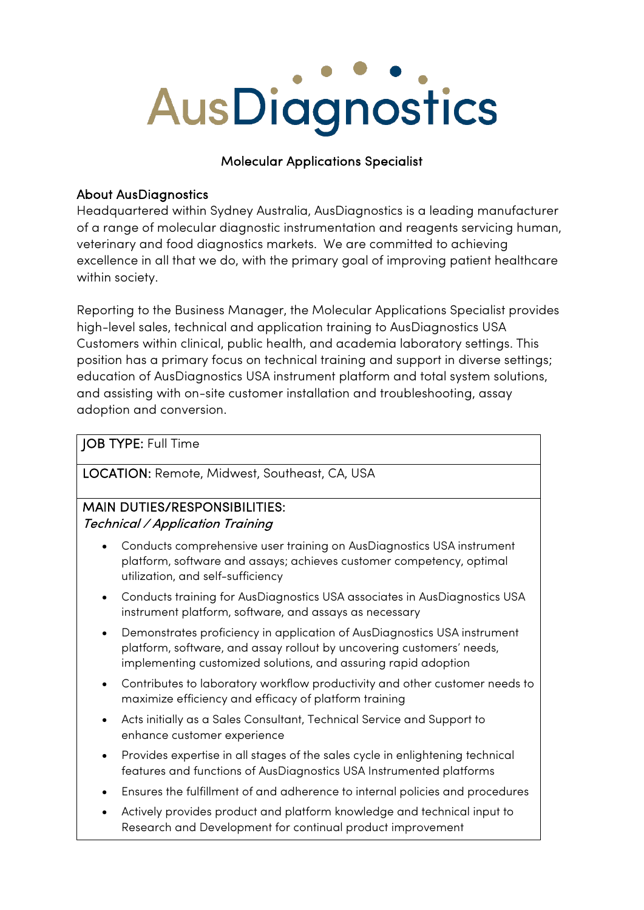# AusDiagnostics

## Molecular Applications Specialist

### About AusDiagnostics

Headquartered within Sydney Australia, AusDiagnostics is a leading manufacturer of a range of molecular diagnostic instrumentation and reagents servicing human, veterinary and food diagnostics markets. We are committed to achieving excellence in all that we do, with the primary goal of improving patient healthcare within society.

Reporting to the Business Manager, the Molecular Applications Specialist provides high-level sales, technical and application training to AusDiagnostics USA Customers within clinical, public health, and academia laboratory settings. This position has a primary focus on technical training and support in diverse settings; education of AusDiagnostics USA instrument platform and total system solutions, and assisting with on-site customer installation and troubleshooting, assay adoption and conversion.

**JOB TYPE:** Full Time

**LOCATION:** Remote, Midwest, Southeast, CA, USA

### MAIN DUTIES/RESPONSIBILITIES:

*Technical / Application Training*

- Conducts comprehensive user training on AusDiagnostics USA instrument platform, software and assays; achieves customer competency, optimal utilization, and self-sufficiency
- Conducts training for AusDiagnostics USA associates in AusDiagnostics USA instrument platform, software, and assays as necessary
- Demonstrates proficiency in application of AusDiagnostics USA instrument platform, software, and assay rollout by uncovering customers' needs, implementing customized solutions, and assuring rapid adoption
- Contributes to laboratory workflow productivity and other customer needs to maximize efficiency and efficacy of platform training
- Acts initially as a Sales Consultant, Technical Service and Support to enhance customer experience
- Provides expertise in all stages of the sales cycle in enlightening technical features and functions of AusDiagnostics USA Instrumented platforms
- Ensures the fulfillment of and adherence to internal policies and procedures
- Actively provides product and platform knowledge and technical input to Research and Development for continual product improvement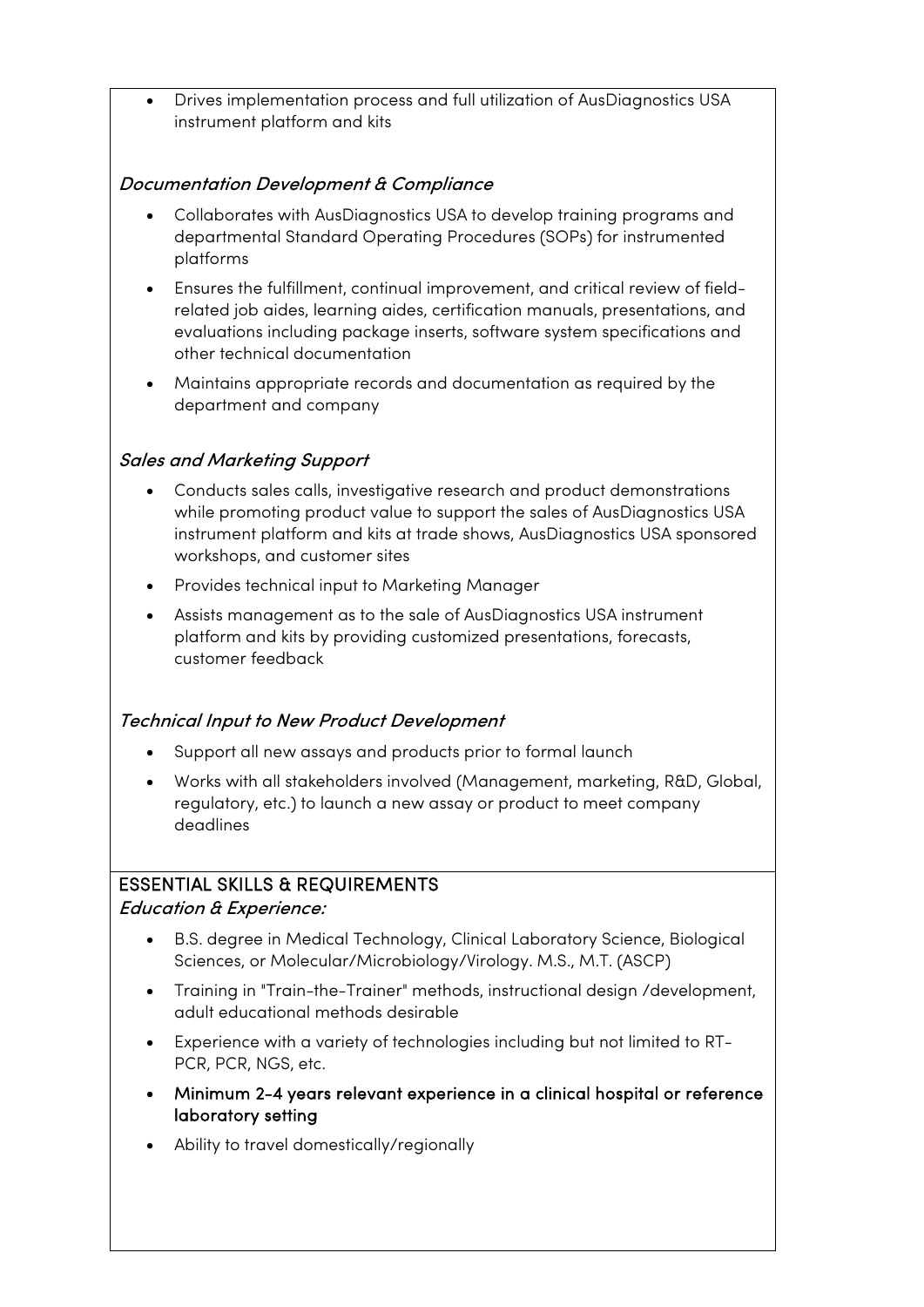- Drives implementation process and full utilization of AusDiagnostics USA instrument platform and kits

### *Documentation Development & Compliance*

- Collaborates with AusDiagnostics USA to develop training programs and departmental Standard Operating Procedures (SOPs) for instrumented platforms
- Ensures the fulfillment, continual improvement, and critical review of field-related job aides, learning aides, certification manuals, presentations, and evaluations including package inserts, software system specifications and other technical documentation
- Maintains appropriate records and documentation as required by the department and company

### *Sales and Marketing Support*

- Conducts sales calls, investigative research and product demonstrations while promoting product value to support the sales of AusDiagnostics USA instrument platform and kits at trade shows, AusDiagnostics USA sponsored workshops, and customer sites
- Provides technical input to Marketing Manager
- Assists management as to the sale of AusDiagnostics USA instrument platform and kits by providing customized presentations, forecasts, customer feedback

### *Technical Input to New Product Development*

- Support all new assays and products prior to formal launch
- Works with all stakeholders involved (Management, marketing, R&D, Global, regulatory, etc.) to launch a new assay or product to meet company deadlines

## ESSENTIAL SKILLS & REQUIREMENTS

### *Education & Experience:*

- B.S. degree in Medical Technology, Clinical Laboratory Science, Biological Sciences, or Molecular/Microbiology/Virology. M.S., M.T. (ASCP)
- Training in "Train-the-Trainer" methods, instructional design /development, adult educational methods desirable
- Experience with a variety of technologies including but not limited to RT-PCR, PCR, NGS, etc.
- Minimum 2-4 years relevant experience in a clinical hospital or reference laboratory setting
- Ability to travel domestically/regionally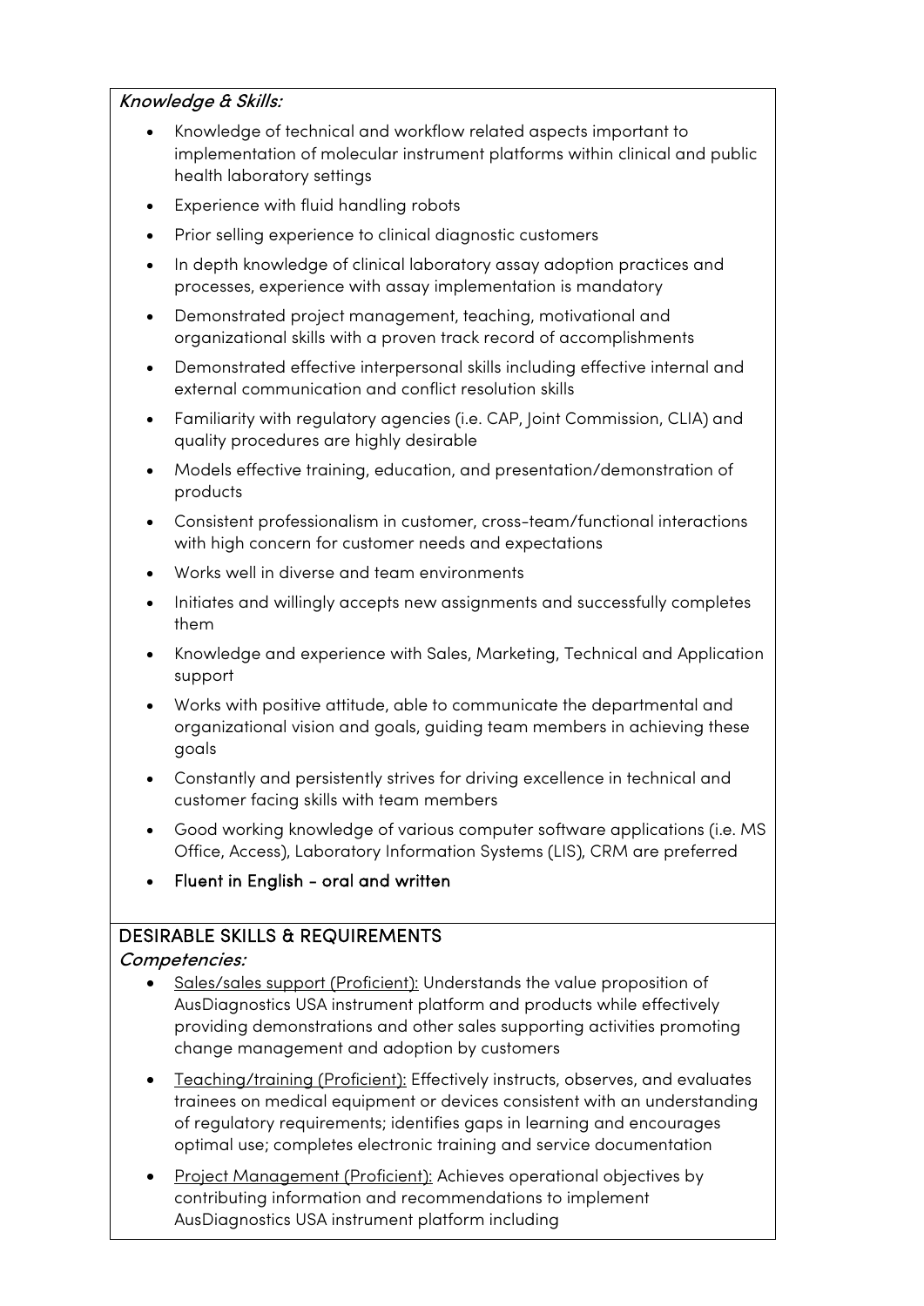***Knowledge & Skills:***

- Knowledge of technical and workflow related aspects important to implementation of molecular instrument platforms within clinical and public health laboratory settings
- Experience with fluid handling robots
- Prior selling experience to clinical diagnostic customers
- In depth knowledge of clinical laboratory assay adoption practices and processes, experience with assay implementation is mandatory
- Demonstrated project management, teaching, motivational and organizational skills with a proven track record of accomplishments
- Demonstrated effective interpersonal skills including effective internal and external communication and conflict resolution skills
- Familiarity with regulatory agencies (i.e. CAP, Joint Commission, CLIA) and quality procedures are highly desirable
- Models effective training, education, and presentation/demonstration of products
- Consistent professionalism in customer, cross-team/functional interactions with high concern for customer needs and expectations
- Works well in diverse and team environments
- Initiates and willingly accepts new assignments and successfully completes them
- Knowledge and experience with Sales, Marketing, Technical and Application support
- Works with positive attitude, able to communicate the departmental and organizational vision and goals, guiding team members in achieving these goals
- Constantly and persistently strives for driving excellence in technical and customer facing skills with team members
- Good working knowledge of various computer software applications (i.e. MS Office, Access), Laboratory Information Systems (LIS), CRM are preferred
- Fluent in English - oral and written

DESIRABLE SKILLS & REQUIREMENTS

***Competencies:***

- Sales/sales support (Proficient): Understands the value proposition of AusDiagnostics USA instrument platform and products while effectively providing demonstrations and other sales supporting activities promoting change management and adoption by customers
- Teaching/training (Proficient): Effectively instructs, observes, and evaluates trainees on medical equipment or devices consistent with an understanding of regulatory requirements; identifies gaps in learning and encourages optimal use; completes electronic training and service documentation
- Project Management (Proficient): Achieves operational objectives by contributing information and recommendations to implement AusDiagnostics USA instrument platform including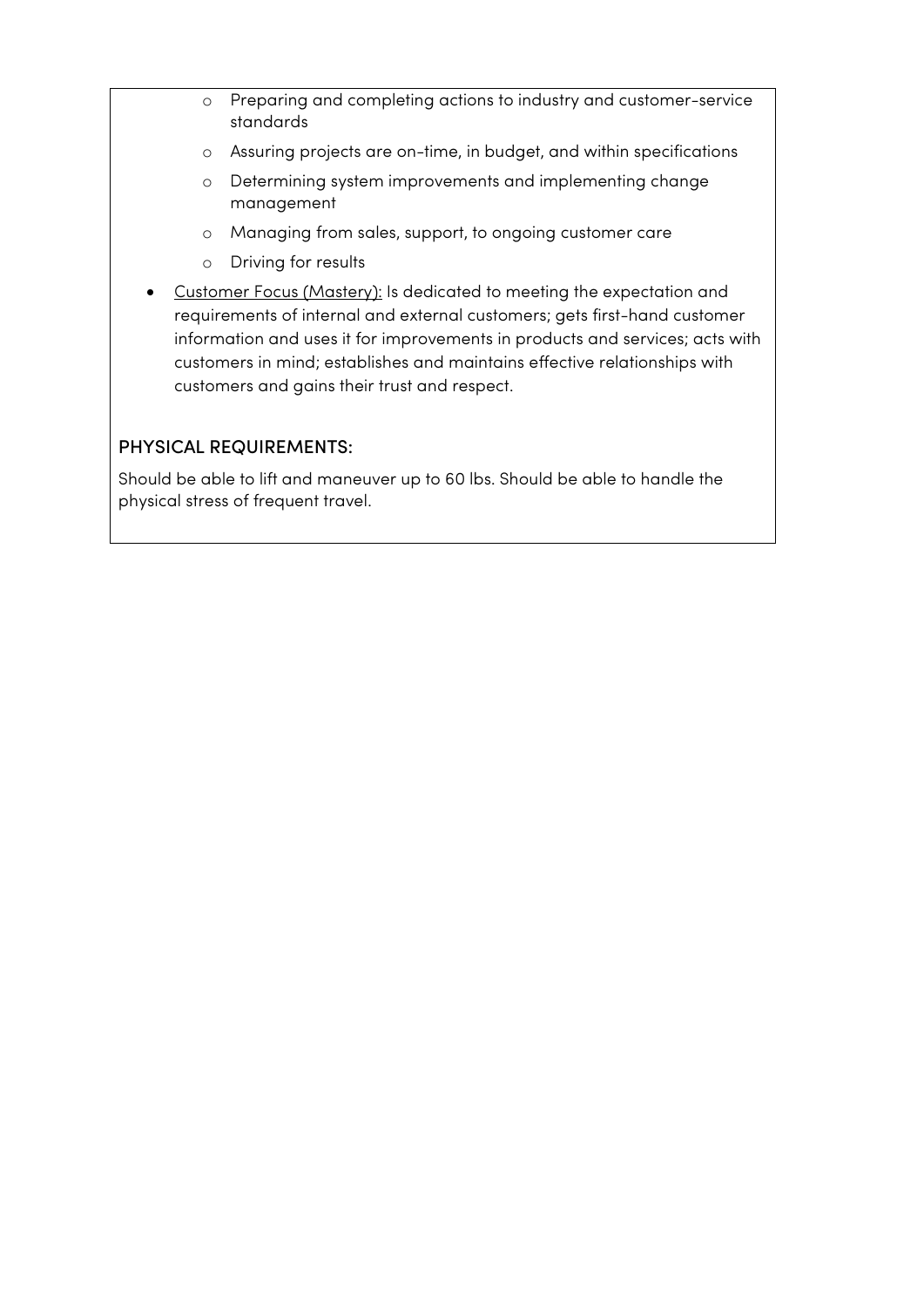- Preparing and completing actions to industry and customer-service standards
    - Assuring projects are on-time, in budget, and within specifications
    - Determining system improvements and implementing change management
    - Managing from sales, support, to ongoing customer care
    - Driving for results
- Customer Focus (Mastery): Is dedicated to meeting the expectation and requirements of internal and external customers; gets first-hand customer information and uses it for improvements in products and services; acts with customers in mind; establishes and maintains effective relationships with customers and gains their trust and respect.

## PHYSICAL REQUIREMENTS:

Should be able to lift and maneuver up to 60 lbs. Should be able to handle the physical stress of frequent travel.